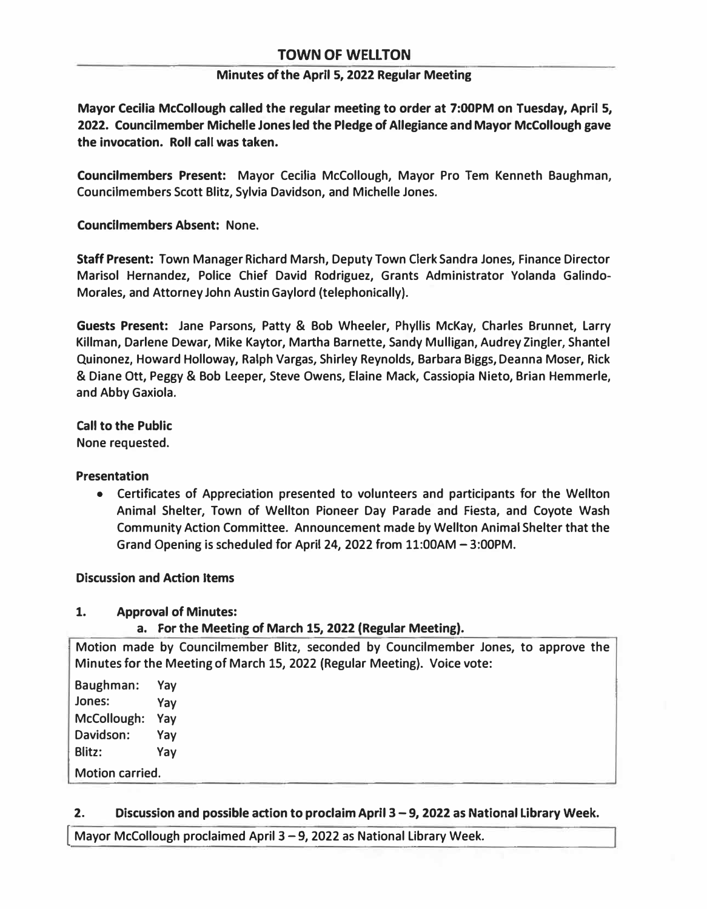# TOWN OF WELLTON

## Minutes of the April 5, 2022 Regular Meeting

**Mayor Cecilia McCollough called the regular meeting to order at 7:00PM on Tuesday, April 5, 2022. Councilmember Michelle Jones led the Pledge of Allegiance and Mayor McCollough gave the invocation. Roll call was taken.**

**Councilmembers Present:** Mayor Cecilia McCollough, Mayor Pro Tem Kenneth Baughman, Councilmembers Scott Blitz, Sylvia Davidson, and Michelle Jones.

**Councilmembers Absent:** None.

**Staff Present:** Town Manager Richard Marsh, Deputy Town Clerk Sandra Jones, Finance Director Marisol Hernandez, Police Chief David Rodriguez, Grants Administrator Yolanda Galindo-Morales, and Attorney John Austin Gaylord (telephonically).

**Guests Present:** Jane Parsons, Patty & Bob Wheeler, Phyllis McKay, Charles Brunnet, Larry Killman, Darlene Dewar, Mike Kaytor, Martha Barnette, Sandy Mulligan, Audrey Zingler, Shantel Quinonez, Howard Holloway, Ralph Vargas, Shirley Reynolds, Barbara Biggs, Deanna Moser, Rick & Diane Ott, Peggy & Bob Leeper, Steve Owens, Elaine Mack, Cassiopia Nieto, Brian Hemmerle, and Abby Gaxiola.

**Call to the Public**
None requested.

**Presentation**

- Certificates of Appreciation presented to volunteers and participants for the Wellton Animal Shelter, Town of Wellton Pioneer Day Parade and Fiesta, and Coyote Wash Community Action Committee. Announcement made by Wellton Animal Shelter that the Grand Opening is scheduled for April 24, 2022 from 11:00AM – 3:00PM.

**Discussion and Action Items**

**1. Approval of Minutes:**

**a. For the Meeting of March 15, 2022 (Regular Meeting).**

Motion made by Councilmember Blitz, seconded by Councilmember Jones, to approve the Minutes for the Meeting of March 15, 2022 (Regular Meeting). Voice vote:

Baughman: Yay
Jones: Yay
McCollough: Yay
Davidson: Yay
Blitz: Yay

Motion carried.

**2. Discussion and possible action to proclaim April 3 – 9, 2022 as National Library Week.**

Mayor McCollough proclaimed April 3 – 9, 2022 as National Library Week.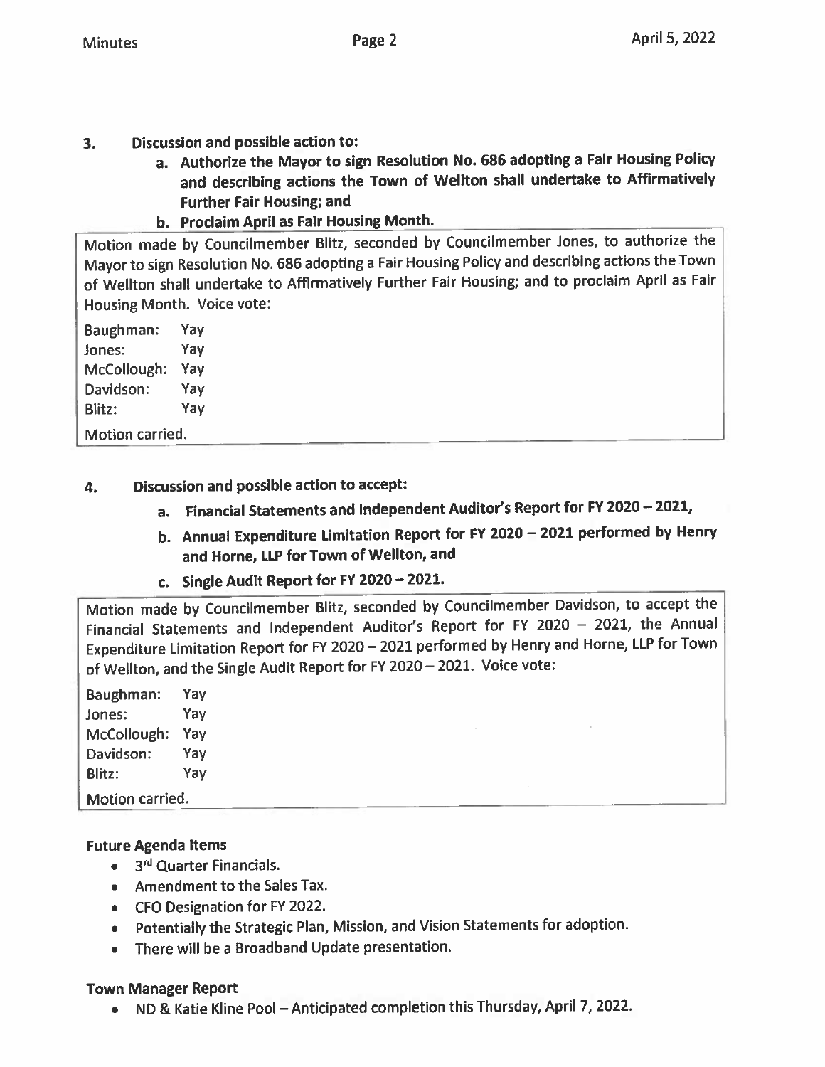3. **Discussion and possible action to:**
   - a. **Authorize the Mayor to sign Resolution No. 686 adopting a Fair Housing Policy and describing actions the Town of Wellton shall undertake to Affirmatively Further Fair Housing; and**
   - b. **Proclaim April as Fair Housing Month.**

Motion made by Councilmember Blitz, seconded by Councilmember Jones, to authorize the Mayor to sign Resolution No. 686 adopting a Fair Housing Policy and describing actions the Town of Wellton shall undertake to Affirmatively Further Fair Housing; and to proclaim April as Fair Housing Month. Voice vote:

Baughman: Yay
Jones: Yay
McCollough: Yay
Davidson: Yay
Blitz: Yay

Motion carried.

4. **Discussion and possible action to accept:**
   - a. **Financial Statements and Independent Auditor's Report for FY 2020 – 2021,**
   - b. **Annual Expenditure Limitation Report for FY 2020 – 2021 performed by Henry and Horne, LLP for Town of Wellton, and**
   - c. **Single Audit Report for FY 2020 – 2021.**

Motion made by Councilmember Blitz, seconded by Councilmember Davidson, to accept the Financial Statements and Independent Auditor's Report for FY 2020 – 2021, the Annual Expenditure Limitation Report for FY 2020 – 2021 performed by Henry and Horne, LLP for Town of Wellton, and the Single Audit Report for FY 2020 – 2021. Voice vote:

Baughman: Yay
Jones: Yay
McCollough: Yay
Davidson: Yay
Blitz: Yay

Motion carried.

**Future Agenda Items**

- 3rd Quarter Financials.
- Amendment to the Sales Tax.
- CFO Designation for FY 2022.
- Potentially the Strategic Plan, Mission, and Vision Statements for adoption.
- There will be a Broadband Update presentation.

**Town Manager Report**

- ND & Katie Kline Pool – Anticipated completion this Thursday, April 7, 2022.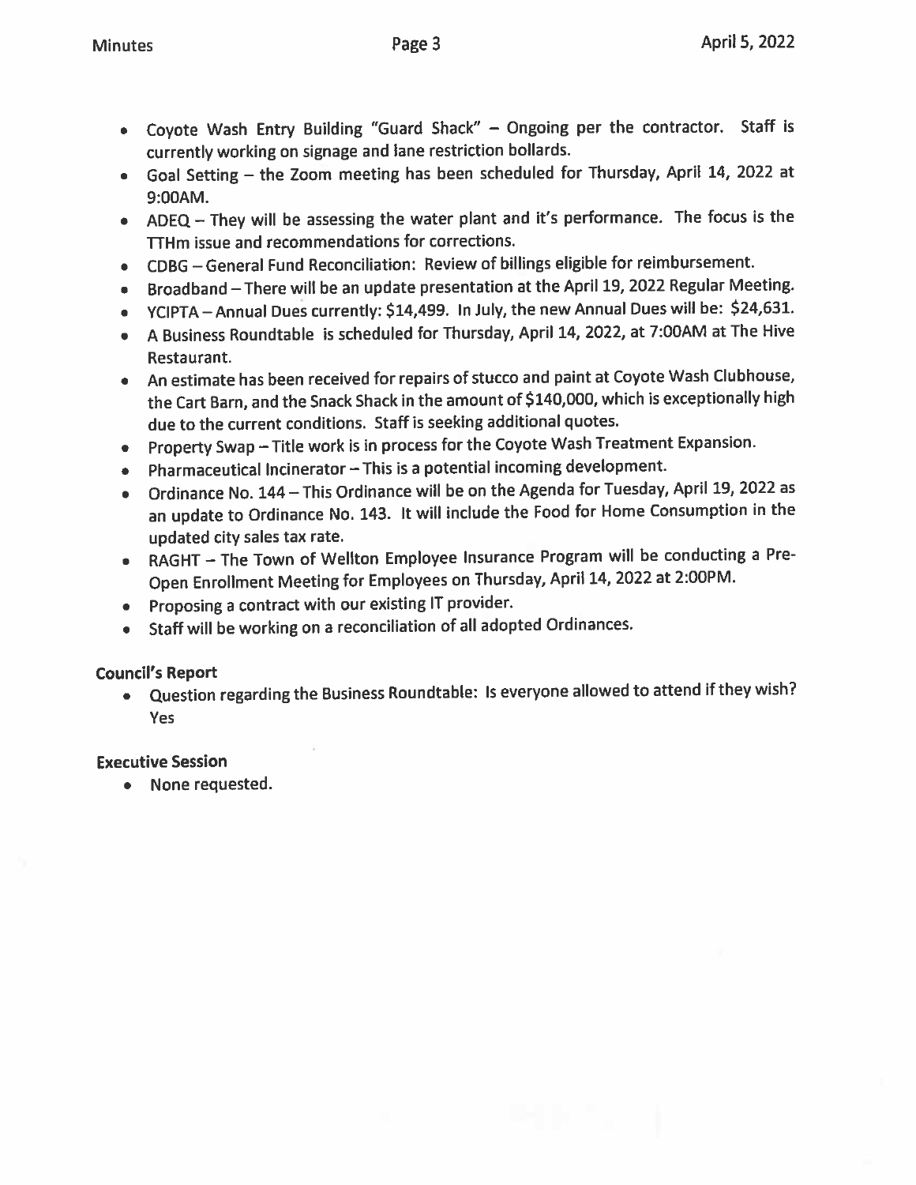- Coyote Wash Entry Building "Guard Shack" – Ongoing per the contractor. Staff is currently working on signage and lane restriction bollards.
- Goal Setting – the Zoom meeting has been scheduled for Thursday, April 14, 2022 at 9:00AM.
- ADEQ – They will be assessing the water plant and it's performance. The focus is the TTHm issue and recommendations for corrections.
- CDBG – General Fund Reconciliation: Review of billings eligible for reimbursement.
- Broadband – There will be an update presentation at the April 19, 2022 Regular Meeting.
- YCIPTA – Annual Dues currently: $14,499. In July, the new Annual Dues will be: $24,631.
- A Business Roundtable is scheduled for Thursday, April 14, 2022, at 7:00AM at The Hive Restaurant.
- An estimate has been received for repairs of stucco and paint at Coyote Wash Clubhouse, the Cart Barn, and the Snack Shack in the amount of $140,000, which is exceptionally high due to the current conditions. Staff is seeking additional quotes.
- Property Swap – Title work is in process for the Coyote Wash Treatment Expansion.
- Pharmaceutical Incinerator – This is a potential incoming development.
- Ordinance No. 144 – This Ordinance will be on the Agenda for Tuesday, April 19, 2022 as an update to Ordinance No. 143. It will include the Food for Home Consumption in the updated city sales tax rate.
- RAGHT – The Town of Wellton Employee Insurance Program will be conducting a Pre-Open Enrollment Meeting for Employees on Thursday, April 14, 2022 at 2:00PM.
- Proposing a contract with our existing IT provider.
- Staff will be working on a reconciliation of all adopted Ordinances.

**Council's Report**

- Question regarding the Business Roundtable: Is everyone allowed to attend if they wish? Yes

**Executive Session**

- None requested.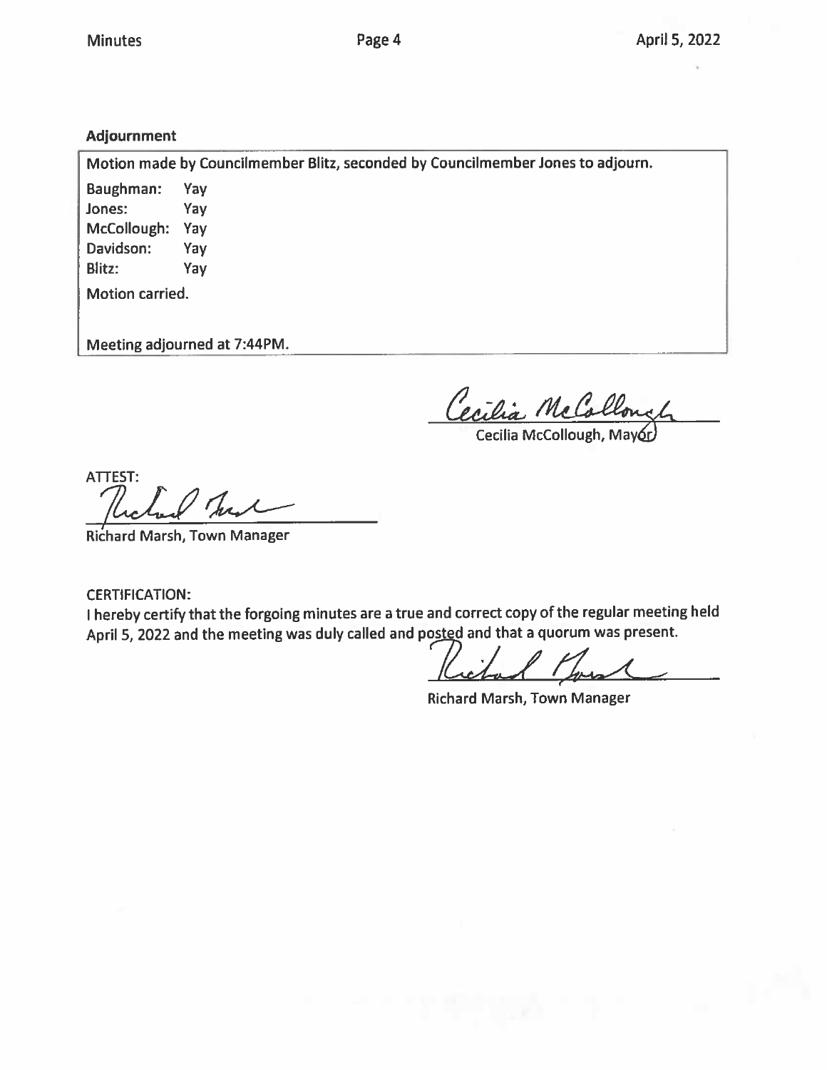**Adjournment**

Motion made by Councilmember Blitz, seconded by Councilmember Jones to adjourn.

| | |
|---|---|
| Baughman: | Yay |
| Jones: | Yay |
| McCollough: | Yay |
| Davidson: | Yay |
| Blitz: | Yay |

Motion carried.

Meeting adjourned at 7:44PM.

Cecilia McCollough, Mayor

ATTEST:

Richard Marsh, Town Manager

CERTIFICATION:

I hereby certify that the forgoing minutes are a true and correct copy of the regular meeting held April 5, 2022 and the meeting was duly called and posted and that a quorum was present.

Richard Marsh, Town Manager